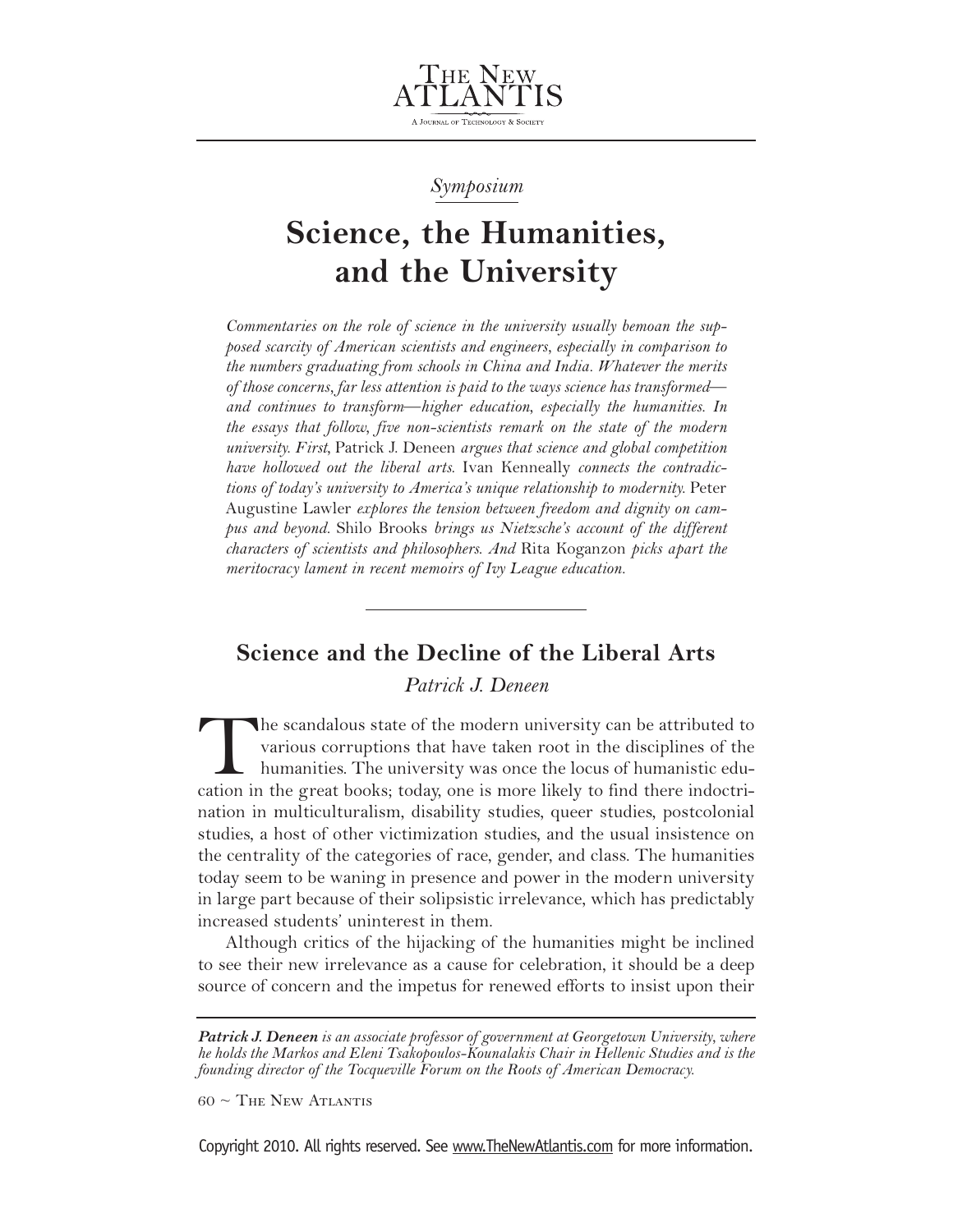*Symposium*

# Science, the Humanities, and the University

*Commentaries on the role of science in the university usually bemoan the supposed scarcity of American scientists and engineers, especially in comparison to the numbers graduating from schools in China and India. Whatever the merits of those concerns, far less attention is paid to the ways science has transformed—and continues to transform—higher education, especially the humanities. In the essays that follow, five non-scientists remark on the state of the modern university. First,* Patrick J. Deneen *argues that science and global competition have hollowed out the liberal arts.* Ivan Kenneally *connects the contradictions of today's university to America's unique relationship to modernity.* Peter Augustine Lawler *explores the tension between freedom and dignity on campus and beyond.* Shilo Brooks *brings us Nietzsche's account of the different characters of scientists and philosophers. And* Rita Koganzon *picks apart the meritocracy lament in recent memoirs of Ivy League education.*

---

## Science and the Decline of the Liberal Arts

*Patrick J. Deneen*

The scandalous state of the modern university can be attributed to various corruptions that have taken root in the disciplines of the humanities. The university was once the locus of humanistic education in the great books; today, one is more likely to find there indoctrination in multiculturalism, disability studies, queer studies, postcolonial studies, a host of other victimization studies, and the usual insistence on the centrality of the categories of race, gender, and class. The humanities today seem to be waning in presence and power in the modern university in large part because of their solipsistic irrelevance, which has predictably increased students' uninterest in them.

Although critics of the hijacking of the humanities might be inclined to see their new irrelevance as a cause for celebration, it should be a deep source of concern and the impetus for renewed efforts to insist upon their

---

***Patrick J. Deneen*** *is an associate professor of government at Georgetown University, where he holds the Markos and Eleni Tsakopoulos-Kounalakis Chair in Hellenic Studies and is the founding director of the Tocqueville Forum on the Roots of American Democracy.*

Copyright 2010. All rights reserved. See www.TheNewAtlantis.com for more information.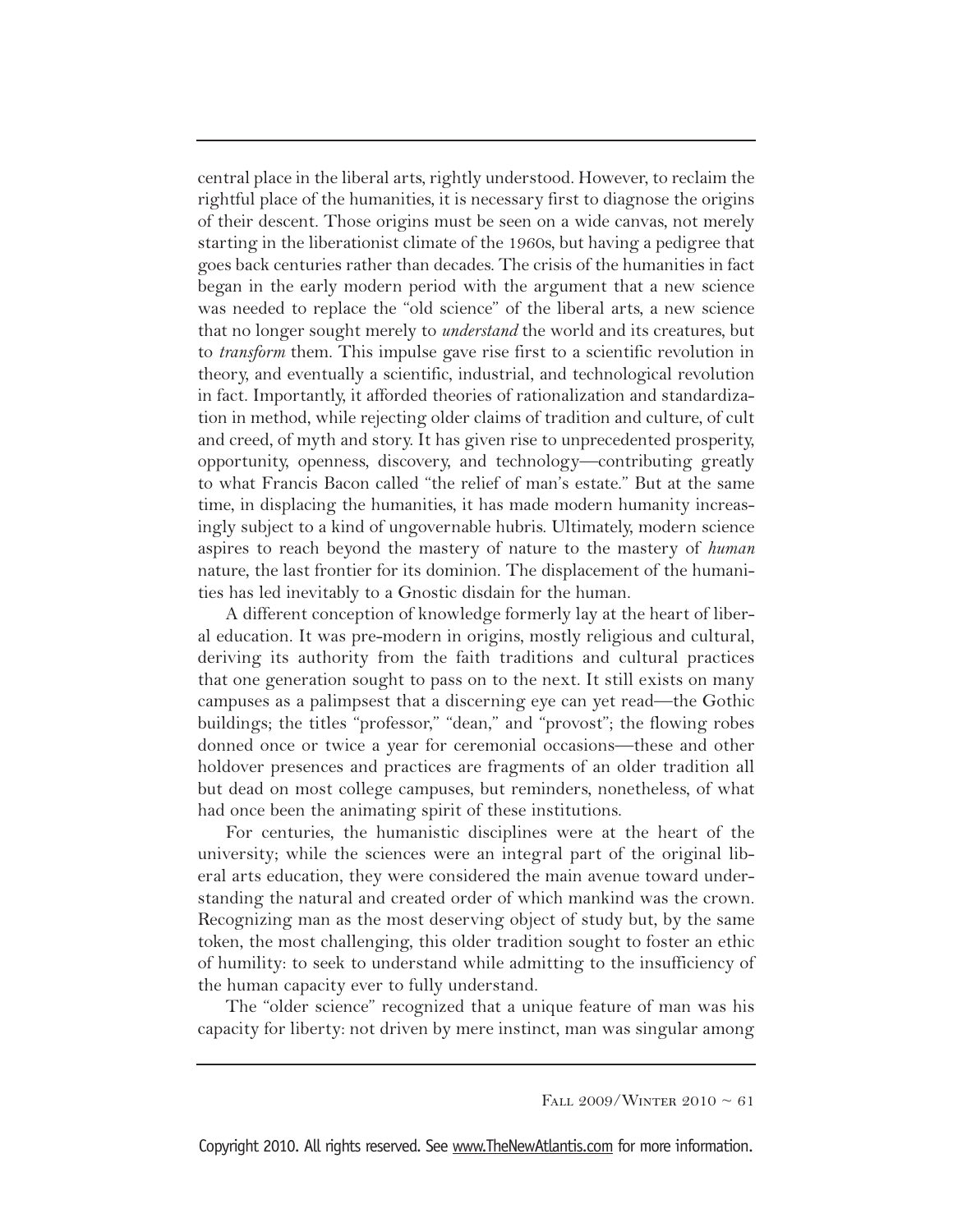central place in the liberal arts, rightly understood. However, to reclaim the rightful place of the humanities, it is necessary first to diagnose the origins of their descent. Those origins must be seen on a wide canvas, not merely starting in the liberationist climate of the 1960s, but having a pedigree that goes back centuries rather than decades. The crisis of the humanities in fact began in the early modern period with the argument that a new science was needed to replace the "old science" of the liberal arts, a new science that no longer sought merely to *understand* the world and its creatures, but to *transform* them. This impulse gave rise first to a scientific revolution in theory, and eventually a scientific, industrial, and technological revolution in fact. Importantly, it afforded theories of rationalization and standardization in method, while rejecting older claims of tradition and culture, of cult and creed, of myth and story. It has given rise to unprecedented prosperity, opportunity, openness, discovery, and technology—contributing greatly to what Francis Bacon called "the relief of man's estate." But at the same time, in displacing the humanities, it has made modern humanity increasingly subject to a kind of ungovernable hubris. Ultimately, modern science aspires to reach beyond the mastery of nature to the mastery of *human* nature, the last frontier for its dominion. The displacement of the humanities has led inevitably to a Gnostic disdain for the human.

A different conception of knowledge formerly lay at the heart of liberal education. It was pre-modern in origins, mostly religious and cultural, deriving its authority from the faith traditions and cultural practices that one generation sought to pass on to the next. It still exists on many campuses as a palimpsest that a discerning eye can yet read—the Gothic buildings; the titles "professor," "dean," and "provost"; the flowing robes donned once or twice a year for ceremonial occasions—these and other holdover presences and practices are fragments of an older tradition all but dead on most college campuses, but reminders, nonetheless, of what had once been the animating spirit of these institutions.

For centuries, the humanistic disciplines were at the heart of the university; while the sciences were an integral part of the original liberal arts education, they were considered the main avenue toward understanding the natural and created order of which mankind was the crown. Recognizing man as the most deserving object of study but, by the same token, the most challenging, this older tradition sought to foster an ethic of humility: to seek to understand while admitting to the insufficiency of the human capacity ever to fully understand.

The "older science" recognized that a unique feature of man was his capacity for liberty: not driven by mere instinct, man was singular among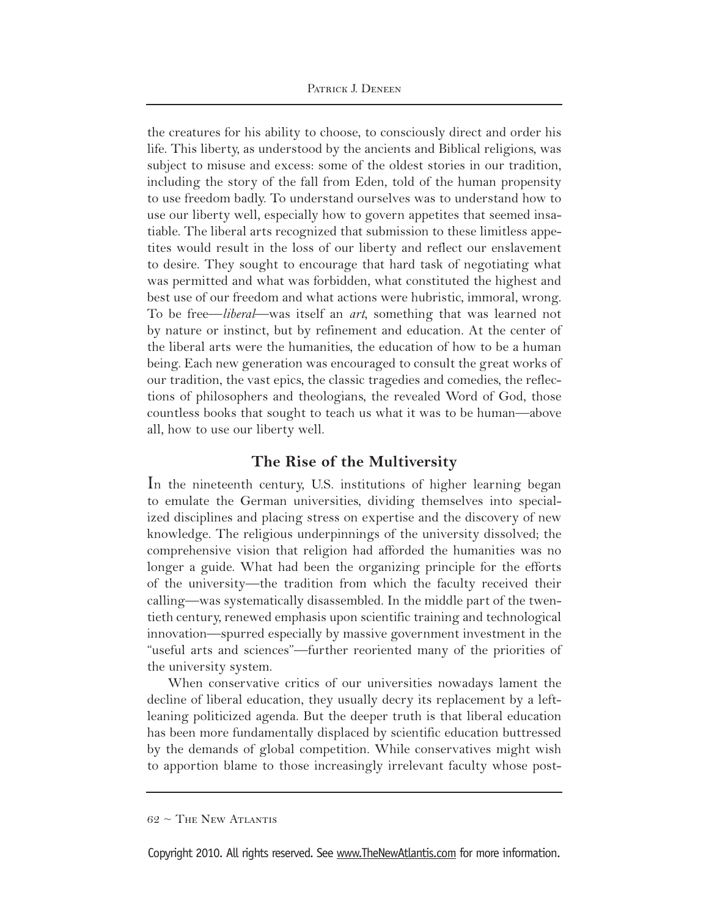the creatures for his ability to choose, to consciously direct and order his life. This liberty, as understood by the ancients and Biblical religions, was subject to misuse and excess: some of the oldest stories in our tradition, including the story of the fall from Eden, told of the human propensity to use freedom badly. To understand ourselves was to understand how to use our liberty well, especially how to govern appetites that seemed insatiable. The liberal arts recognized that submission to these limitless appetites would result in the loss of our liberty and reflect our enslavement to desire. They sought to encourage that hard task of negotiating what was permitted and what was forbidden, what constituted the highest and best use of our freedom and what actions were hubristic, immoral, wrong. To be free—*liberal*—was itself an *art*, something that was learned not by nature or instinct, but by refinement and education. At the center of the liberal arts were the humanities, the education of how to be a human being. Each new generation was encouraged to consult the great works of our tradition, the vast epics, the classic tragedies and comedies, the reflections of philosophers and theologians, the revealed Word of God, those countless books that sought to teach us what it was to be human—above all, how to use our liberty well.

## The Rise of the Multiversity

In the nineteenth century, U.S. institutions of higher learning began to emulate the German universities, dividing themselves into specialized disciplines and placing stress on expertise and the discovery of new knowledge. The religious underpinnings of the university dissolved; the comprehensive vision that religion had afforded the humanities was no longer a guide. What had been the organizing principle for the efforts of the university—the tradition from which the faculty received their calling—was systematically disassembled. In the middle part of the twentieth century, renewed emphasis upon scientific training and technological innovation—spurred especially by massive government investment in the "useful arts and sciences"—further reoriented many of the priorities of the university system.

When conservative critics of our universities nowadays lament the decline of liberal education, they usually decry its replacement by a left-leaning politicized agenda. But the deeper truth is that liberal education has been more fundamentally displaced by scientific education buttressed by the demands of global competition. While conservatives might wish to apportion blame to those increasingly irrelevant faculty whose post-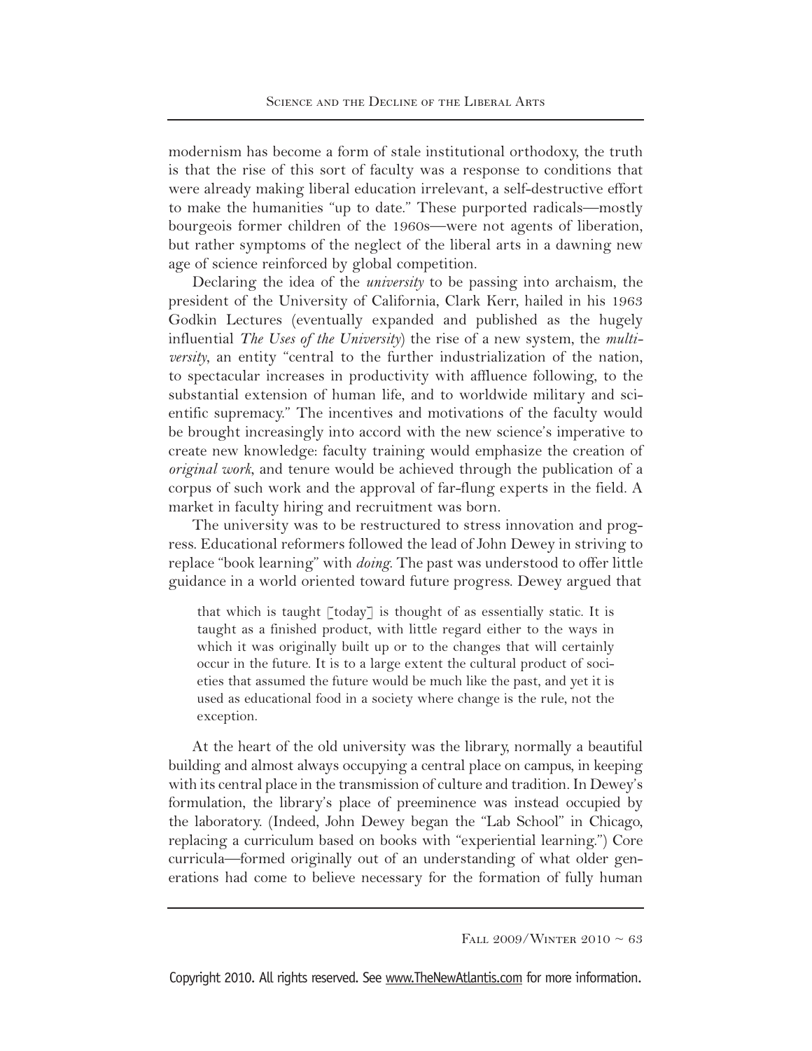modernism has become a form of stale institutional orthodoxy, the truth is that the rise of this sort of faculty was a response to conditions that were already making liberal education irrelevant, a self-destructive effort to make the humanities "up to date." These purported radicals—mostly bourgeois former children of the 1960s—were not agents of liberation, but rather symptoms of the neglect of the liberal arts in a dawning new age of science reinforced by global competition.

Declaring the idea of the *university* to be passing into archaism, the president of the University of California, Clark Kerr, hailed in his 1963 Godkin Lectures (eventually expanded and published as the hugely influential *The Uses of the University*) the rise of a new system, the *multiversity*, an entity "central to the further industrialization of the nation, to spectacular increases in productivity with affluence following, to the substantial extension of human life, and to worldwide military and scientific supremacy." The incentives and motivations of the faculty would be brought increasingly into accord with the new science's imperative to create new knowledge: faculty training would emphasize the creation of *original work*, and tenure would be achieved through the publication of a corpus of such work and the approval of far-flung experts in the field. A market in faculty hiring and recruitment was born.

The university was to be restructured to stress innovation and progress. Educational reformers followed the lead of John Dewey in striving to replace "book learning" with *doing*. The past was understood to offer little guidance in a world oriented toward future progress. Dewey argued that

> that which is taught [today] is thought of as essentially static. It is taught as a finished product, with little regard either to the ways in which it was originally built up or to the changes that will certainly occur in the future. It is to a large extent the cultural product of societies that assumed the future would be much like the past, and yet it is used as educational food in a society where change is the rule, not the exception.

At the heart of the old university was the library, normally a beautiful building and almost always occupying a central place on campus, in keeping with its central place in the transmission of culture and tradition. In Dewey's formulation, the library's place of preeminence was instead occupied by the laboratory. (Indeed, John Dewey began the "Lab School" in Chicago, replacing a curriculum based on books with "experiential learning.") Core curricula—formed originally out of an understanding of what older generations had come to believe necessary for the formation of fully human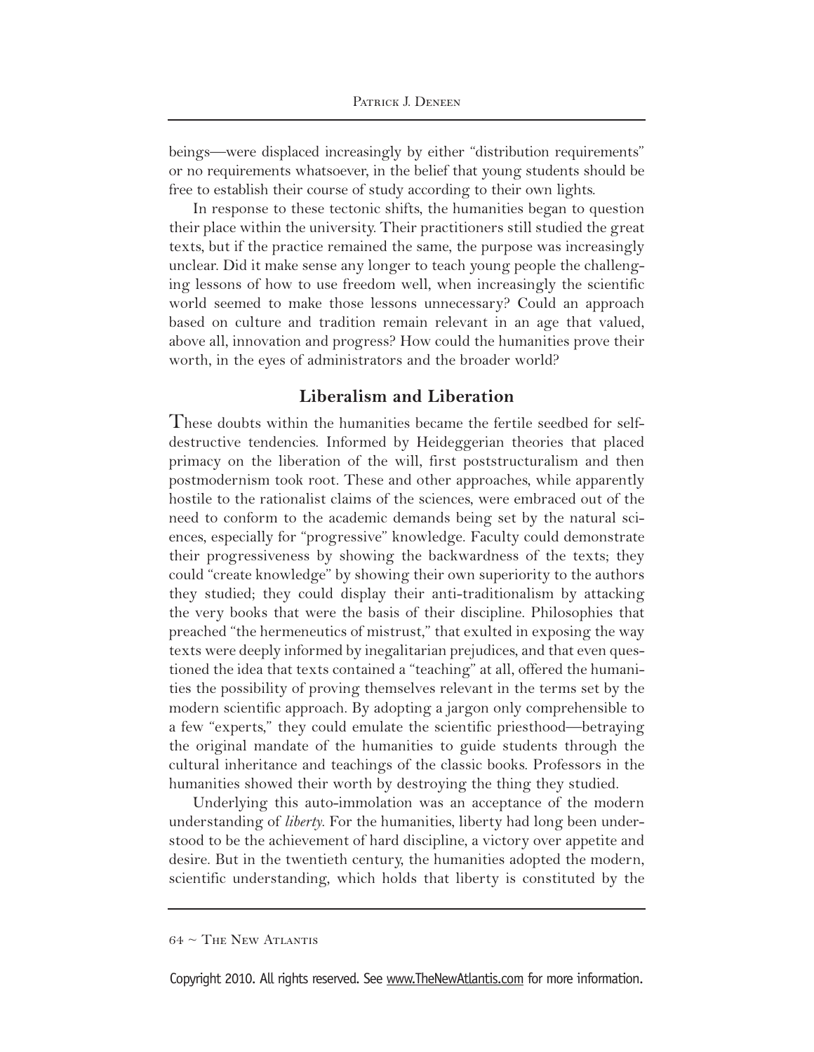beings—were displaced increasingly by either "distribution requirements" or no requirements whatsoever, in the belief that young students should be free to establish their course of study according to their own lights.

In response to these tectonic shifts, the humanities began to question their place within the university. Their practitioners still studied the great texts, but if the practice remained the same, the purpose was increasingly unclear. Did it make sense any longer to teach young people the challenging lessons of how to use freedom well, when increasingly the scientific world seemed to make those lessons unnecessary? Could an approach based on culture and tradition remain relevant in an age that valued, above all, innovation and progress? How could the humanities prove their worth, in the eyes of administrators and the broader world?

## Liberalism and Liberation

These doubts within the humanities became the fertile seedbed for self-destructive tendencies. Informed by Heideggerian theories that placed primacy on the liberation of the will, first poststructuralism and then postmodernism took root. These and other approaches, while apparently hostile to the rationalist claims of the sciences, were embraced out of the need to conform to the academic demands being set by the natural sciences, especially for "progressive" knowledge. Faculty could demonstrate their progressiveness by showing the backwardness of the texts; they could "create knowledge" by showing their own superiority to the authors they studied; they could display their anti-traditionalism by attacking the very books that were the basis of their discipline. Philosophies that preached "the hermeneutics of mistrust," that exulted in exposing the way texts were deeply informed by inegalitarian prejudices, and that even questioned the idea that texts contained a "teaching" at all, offered the humanities the possibility of proving themselves relevant in the terms set by the modern scientific approach. By adopting a jargon only comprehensible to a few "experts," they could emulate the scientific priesthood—betraying the original mandate of the humanities to guide students through the cultural inheritance and teachings of the classic books. Professors in the humanities showed their worth by destroying the thing they studied.

Underlying this auto-immolation was an acceptance of the modern understanding of *liberty*. For the humanities, liberty had long been understood to be the achievement of hard discipline, a victory over appetite and desire. But in the twentieth century, the humanities adopted the modern, scientific understanding, which holds that liberty is constituted by the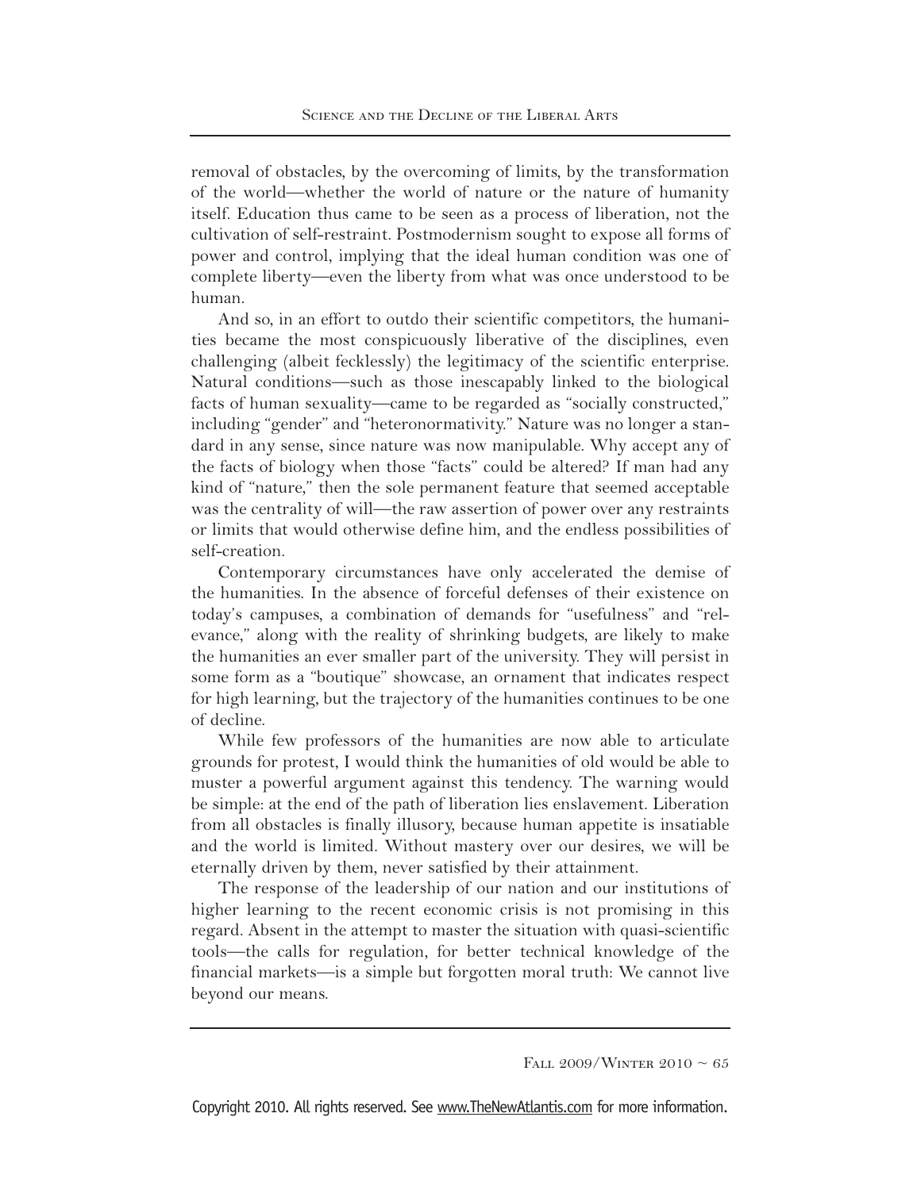removal of obstacles, by the overcoming of limits, by the transformation of the world—whether the world of nature or the nature of humanity itself. Education thus came to be seen as a process of liberation, not the cultivation of self-restraint. Postmodernism sought to expose all forms of power and control, implying that the ideal human condition was one of complete liberty—even the liberty from what was once understood to be human.

And so, in an effort to outdo their scientific competitors, the humanities became the most conspicuously liberative of the disciplines, even challenging (albeit fecklessly) the legitimacy of the scientific enterprise. Natural conditions—such as those inescapably linked to the biological facts of human sexuality—came to be regarded as "socially constructed," including "gender" and "heteronormativity." Nature was no longer a standard in any sense, since nature was now manipulable. Why accept any of the facts of biology when those "facts" could be altered? If man had any kind of "nature," then the sole permanent feature that seemed acceptable was the centrality of will—the raw assertion of power over any restraints or limits that would otherwise define him, and the endless possibilities of self-creation.

Contemporary circumstances have only accelerated the demise of the humanities. In the absence of forceful defenses of their existence on today's campuses, a combination of demands for "usefulness" and "relevance," along with the reality of shrinking budgets, are likely to make the humanities an ever smaller part of the university. They will persist in some form as a "boutique" showcase, an ornament that indicates respect for high learning, but the trajectory of the humanities continues to be one of decline.

While few professors of the humanities are now able to articulate grounds for protest, I would think the humanities of old would be able to muster a powerful argument against this tendency. The warning would be simple: at the end of the path of liberation lies enslavement. Liberation from all obstacles is finally illusory, because human appetite is insatiable and the world is limited. Without mastery over our desires, we will be eternally driven by them, never satisfied by their attainment.

The response of the leadership of our nation and our institutions of higher learning to the recent economic crisis is not promising in this regard. Absent in the attempt to master the situation with quasi-scientific tools—the calls for regulation, for better technical knowledge of the financial markets—is a simple but forgotten moral truth: We cannot live beyond our means.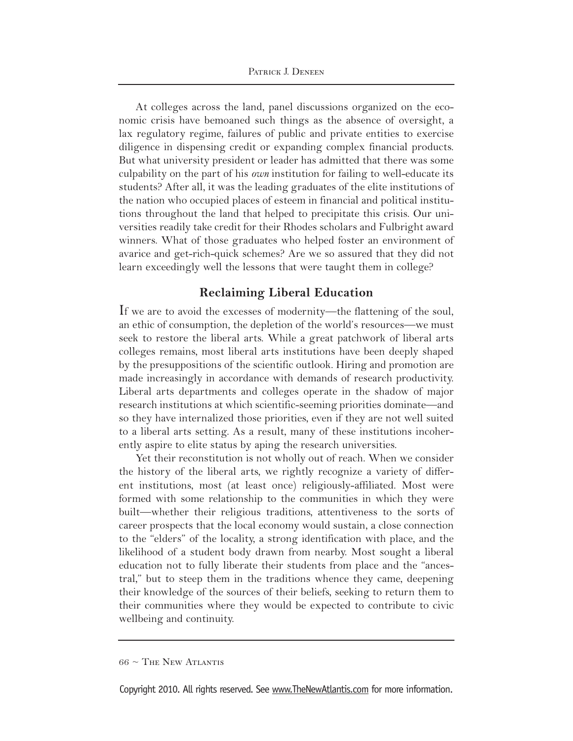At colleges across the land, panel discussions organized on the economic crisis have bemoaned such things as the absence of oversight, a lax regulatory regime, failures of public and private entities to exercise diligence in dispensing credit or expanding complex financial products. But what university president or leader has admitted that there was some culpability on the part of his *own* institution for failing to well-educate its students? After all, it was the leading graduates of the elite institutions of the nation who occupied places of esteem in financial and political institutions throughout the land that helped to precipitate this crisis. Our universities readily take credit for their Rhodes scholars and Fulbright award winners. What of those graduates who helped foster an environment of avarice and get-rich-quick schemes? Are we so assured that they did not learn exceedingly well the lessons that were taught them in college?

## Reclaiming Liberal Education

If we are to avoid the excesses of modernity—the flattening of the soul, an ethic of consumption, the depletion of the world's resources—we must seek to restore the liberal arts. While a great patchwork of liberal arts colleges remains, most liberal arts institutions have been deeply shaped by the presuppositions of the scientific outlook. Hiring and promotion are made increasingly in accordance with demands of research productivity. Liberal arts departments and colleges operate in the shadow of major research institutions at which scientific-seeming priorities dominate—and so they have internalized those priorities, even if they are not well suited to a liberal arts setting. As a result, many of these institutions incoherently aspire to elite status by aping the research universities.

Yet their reconstitution is not wholly out of reach. When we consider the history of the liberal arts, we rightly recognize a variety of different institutions, most (at least once) religiously-affiliated. Most were formed with some relationship to the communities in which they were built—whether their religious traditions, attentiveness to the sorts of career prospects that the local economy would sustain, a close connection to the "elders" of the locality, a strong identification with place, and the likelihood of a student body drawn from nearby. Most sought a liberal education not to fully liberate their students from place and the "ancestral," but to steep them in the traditions whence they came, deepening their knowledge of the sources of their beliefs, seeking to return them to their communities where they would be expected to contribute to civic wellbeing and continuity.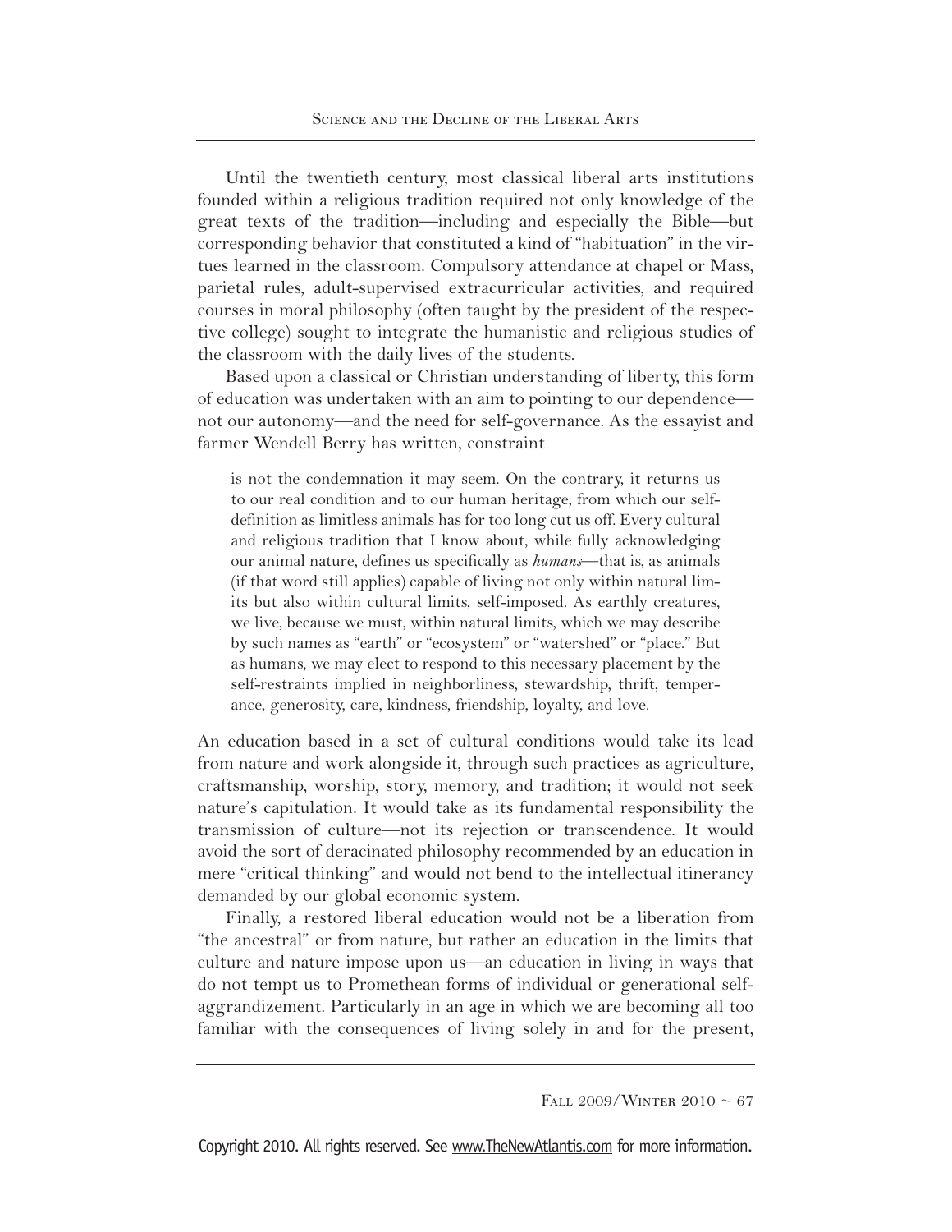Until the twentieth century, most classical liberal arts institutions founded within a religious tradition required not only knowledge of the great texts of the tradition—including and especially the Bible—but corresponding behavior that constituted a kind of "habituation" in the virtues learned in the classroom. Compulsory attendance at chapel or Mass, parietal rules, adult-supervised extracurricular activities, and required courses in moral philosophy (often taught by the president of the respective college) sought to integrate the humanistic and religious studies of the classroom with the daily lives of the students.

Based upon a classical or Christian understanding of liberty, this form of education was undertaken with an aim to pointing to our dependence—not our autonomy—and the need for self-governance. As the essayist and farmer Wendell Berry has written, constraint

> is not the condemnation it may seem. On the contrary, it returns us to our real condition and to our human heritage, from which our self-definition as limitless animals has for too long cut us off. Every cultural and religious tradition that I know about, while fully acknowledging our animal nature, defines us specifically as *humans*—that is, as animals (if that word still applies) capable of living not only within natural limits but also within cultural limits, self-imposed. As earthly creatures, we live, because we must, within natural limits, which we may describe by such names as "earth" or "ecosystem" or "watershed" or "place." But as humans, we may elect to respond to this necessary placement by the self-restraints implied in neighborliness, stewardship, thrift, temperance, generosity, care, kindness, friendship, loyalty, and love.

An education based in a set of cultural conditions would take its lead from nature and work alongside it, through such practices as agriculture, craftsmanship, worship, story, memory, and tradition; it would not seek nature's capitulation. It would take as its fundamental responsibility the transmission of culture—not its rejection or transcendence. It would avoid the sort of deracinated philosophy recommended by an education in mere "critical thinking" and would not bend to the intellectual itinerancy demanded by our global economic system.

Finally, a restored liberal education would not be a liberation from "the ancestral" or from nature, but rather an education in the limits that culture and nature impose upon us—an education in living in ways that do not tempt us to Promethean forms of individual or generational self-aggrandizement. Particularly in an age in which we are becoming all too familiar with the consequences of living solely in and for the present,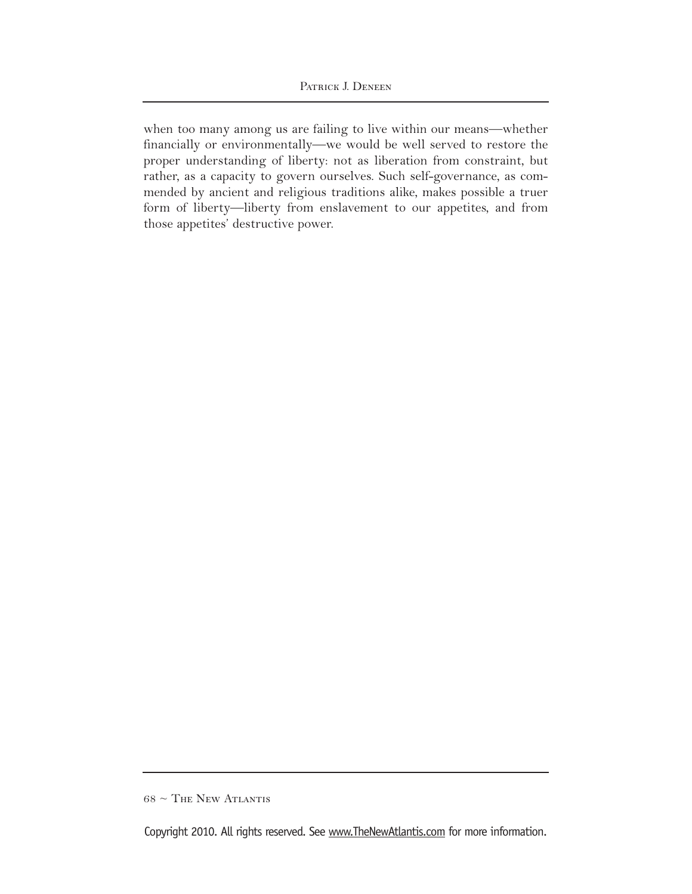when too many among us are failing to live within our means—whether financially or environmentally—we would be well served to restore the proper understanding of liberty: not as liberation from constraint, but rather, as a capacity to govern ourselves. Such self-governance, as commended by ancient and religious traditions alike, makes possible a truer form of liberty—liberty from enslavement to our appetites, and from those appetites' destructive power.

Copyright 2010. All rights reserved. See www.TheNewAtlantis.com for more information.